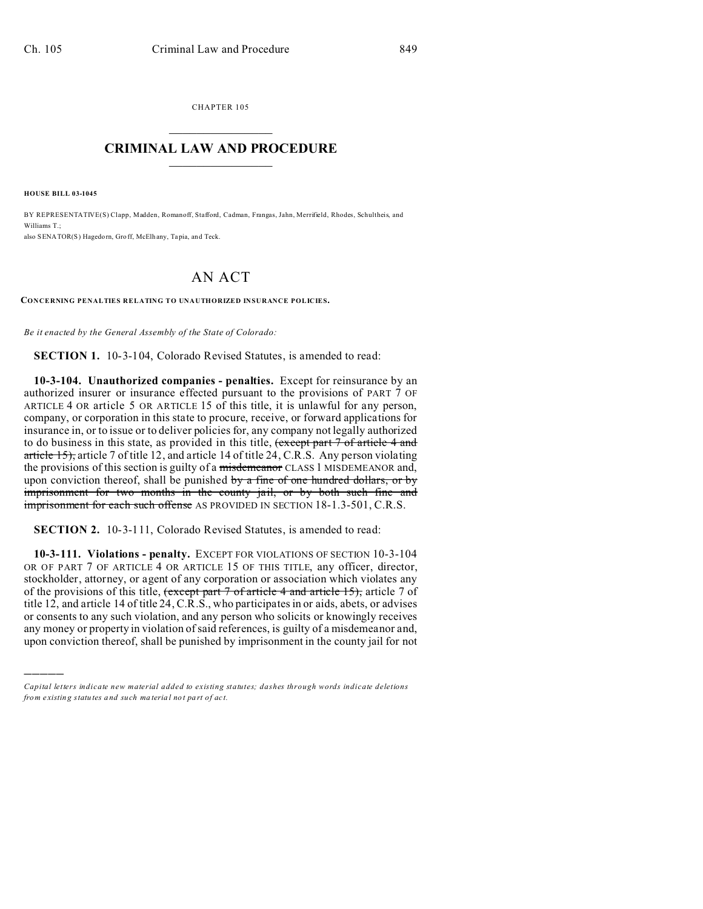CHAPTER 105

# CRIMINAL LAW AND PROCEDURE

**HOUSE BILL 03-1045**

BY REPRESENTATIVE(S) Clapp, Madden, Romanoff, Stafford, Cadman, Frangas, Jahn, Merrifield, Rhodes, Schultheis, and Williams T.;
also SENATOR(S) Hagedorn, Groff, McElhany, Tapia, and Teck.

# AN ACT

**CONCERNING PENALTIES RELATING TO UNAUTHORIZED INSURANCE POLICIES.**

*Be it enacted by the General Assembly of the State of Colorado:*

**SECTION 1.** 10-3-104, Colorado Revised Statutes, is amended to read:

**10-3-104. Unauthorized companies - penalties.** Except for reinsurance by an authorized insurer or insurance effected pursuant to the provisions of PART 7 OF ARTICLE 4 OR article 5 OR ARTICLE 15 of this title, it is unlawful for any person, company, or corporation in this state to procure, receive, or forward applications for insurance in, or to issue or to deliver policies for, any company not legally authorized to do business in this state, as provided in this title, ~~(except part 7 of article 4 and article 15),~~ article 7 of title 12, and article 14 of title 24, C.R.S. Any person violating the provisions of this section is guilty of a ~~misdemeanor~~ CLASS 1 MISDEMEANOR and, upon conviction thereof, shall be punished ~~by a fine of one hundred dollars, or by imprisonment for two months in the county jail, or by both such fine and imprisonment for each such offense~~ AS PROVIDED IN SECTION 18-1.3-501, C.R.S.

**SECTION 2.** 10-3-111, Colorado Revised Statutes, is amended to read:

**10-3-111. Violations - penalty.** EXCEPT FOR VIOLATIONS OF SECTION 10-3-104 OR OF PART 7 OF ARTICLE 4 OR ARTICLE 15 OF THIS TITLE, any officer, director, stockholder, attorney, or agent of any corporation or association which violates any of the provisions of this title, ~~(except part 7 of article 4 and article 15),~~ article 7 of title 12, and article 14 of title 24, C.R.S., who participates in or aids, abets, or advises or consents to any such violation, and any person who solicits or knowingly receives any money or property in violation of said references, is guilty of a misdemeanor and, upon conviction thereof, shall be punished by imprisonment in the county jail for not

---

*Capital letters indicate new material added to existing statutes; dashes through words indicate deletions from existing statutes and such material not part of act.*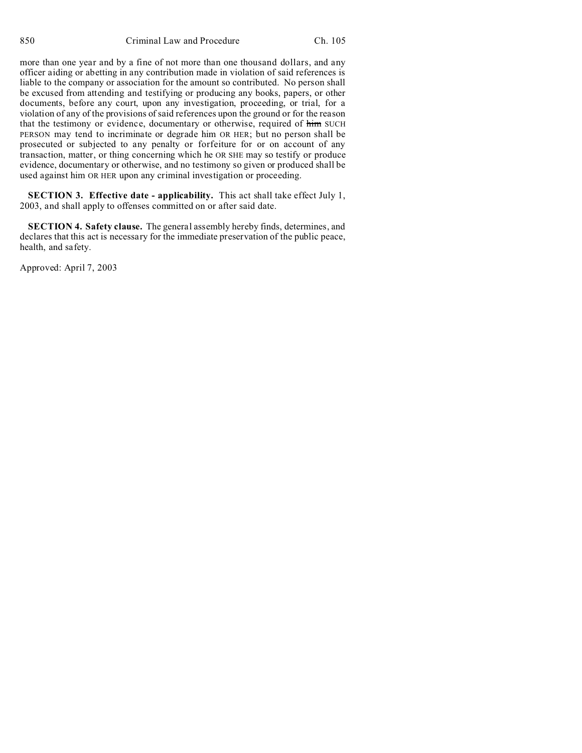more than one year and by a fine of not more than one thousand dollars, and any officer aiding or abetting in any contribution made in violation of said references is liable to the company or association for the amount so contributed. No person shall be excused from attending and testifying or producing any books, papers, or other documents, before any court, upon any investigation, proceeding, or trial, for a violation of any of the provisions of said references upon the ground or for the reason that the testimony or evidence, documentary or otherwise, required of ~~him~~ SUCH PERSON may tend to incriminate or degrade him OR HER; but no person shall be prosecuted or subjected to any penalty or forfeiture for or on account of any transaction, matter, or thing concerning which he OR SHE may so testify or produce evidence, documentary or otherwise, and no testimony so given or produced shall be used against him OR HER upon any criminal investigation or proceeding.

**SECTION 3. Effective date - applicability.** This act shall take effect July 1, 2003, and shall apply to offenses committed on or after said date.

**SECTION 4. Safety clause.** The general assembly hereby finds, determines, and declares that this act is necessary for the immediate preservation of the public peace, health, and safety.

Approved: April 7, 2003